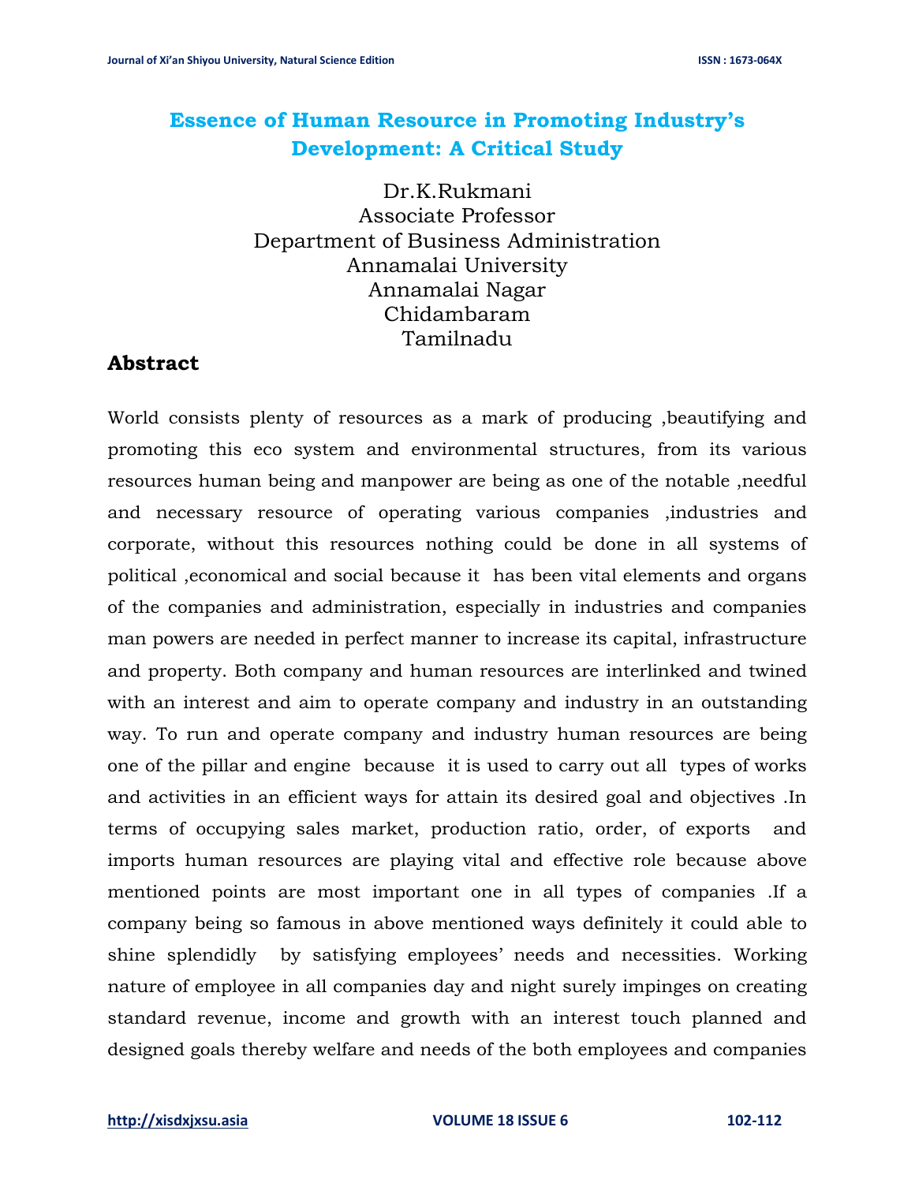# Essence of Human Resource in Promoting Industry's Development: A Critical Study

Dr.K.Rukmani
Associate Professor
Department of Business Administration
Annamalai University
Annamalai Nagar
Chidambaram
Tamilnadu

## Abstract

World consists plenty of resources as a mark of producing ,beautifying and promoting this eco system and environmental structures, from its various resources human being and manpower are being as one of the notable ,needful and necessary resource of operating various companies ,industries and corporate, without this resources nothing could be done in all systems of political ,economical and social because it has been vital elements and organs of the companies and administration, especially in industries and companies man powers are needed in perfect manner to increase its capital, infrastructure and property. Both company and human resources are interlinked and twined with an interest and aim to operate company and industry in an outstanding way. To run and operate company and industry human resources are being one of the pillar and engine because it is used to carry out all types of works and activities in an efficient ways for attain its desired goal and objectives .In terms of occupying sales market, production ratio, order, of exports and imports human resources are playing vital and effective role because above mentioned points are most important one in all types of companies .If a company being so famous in above mentioned ways definitely it could able to shine splendidly by satisfying employees' needs and necessities. Working nature of employee in all companies day and night surely impinges on creating standard revenue, income and growth with an interest touch planned and designed goals thereby welfare and needs of the both employees and companies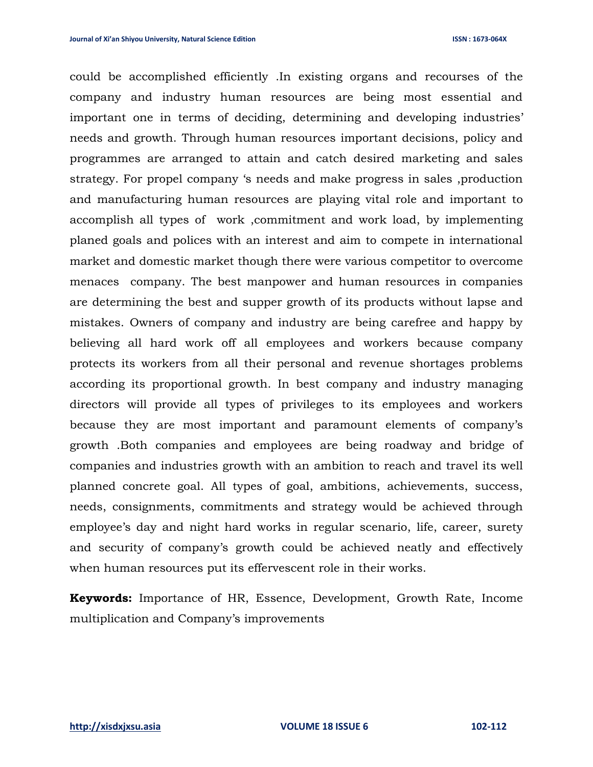could be accomplished efficiently .In existing organs and recourses of the company and industry human resources are being most essential and important one in terms of deciding, determining and developing industries' needs and growth. Through human resources important decisions, policy and programmes are arranged to attain and catch desired marketing and sales strategy. For propel company 's needs and make progress in sales ,production and manufacturing human resources are playing vital role and important to accomplish all types of work ,commitment and work load, by implementing planed goals and polices with an interest and aim to compete in international market and domestic market though there were various competitor to overcome menaces company. The best manpower and human resources in companies are determining the best and supper growth of its products without lapse and mistakes. Owners of company and industry are being carefree and happy by believing all hard work off all employees and workers because company protects its workers from all their personal and revenue shortages problems according its proportional growth. In best company and industry managing directors will provide all types of privileges to its employees and workers because they are most important and paramount elements of company's growth .Both companies and employees are being roadway and bridge of companies and industries growth with an ambition to reach and travel its well planned concrete goal. All types of goal, ambitions, achievements, success, needs, consignments, commitments and strategy would be achieved through employee's day and night hard works in regular scenario, life, career, surety and security of company's growth could be achieved neatly and effectively when human resources put its effervescent role in their works.

**Keywords:** Importance of HR, Essence, Development, Growth Rate, Income multiplication and Company's improvements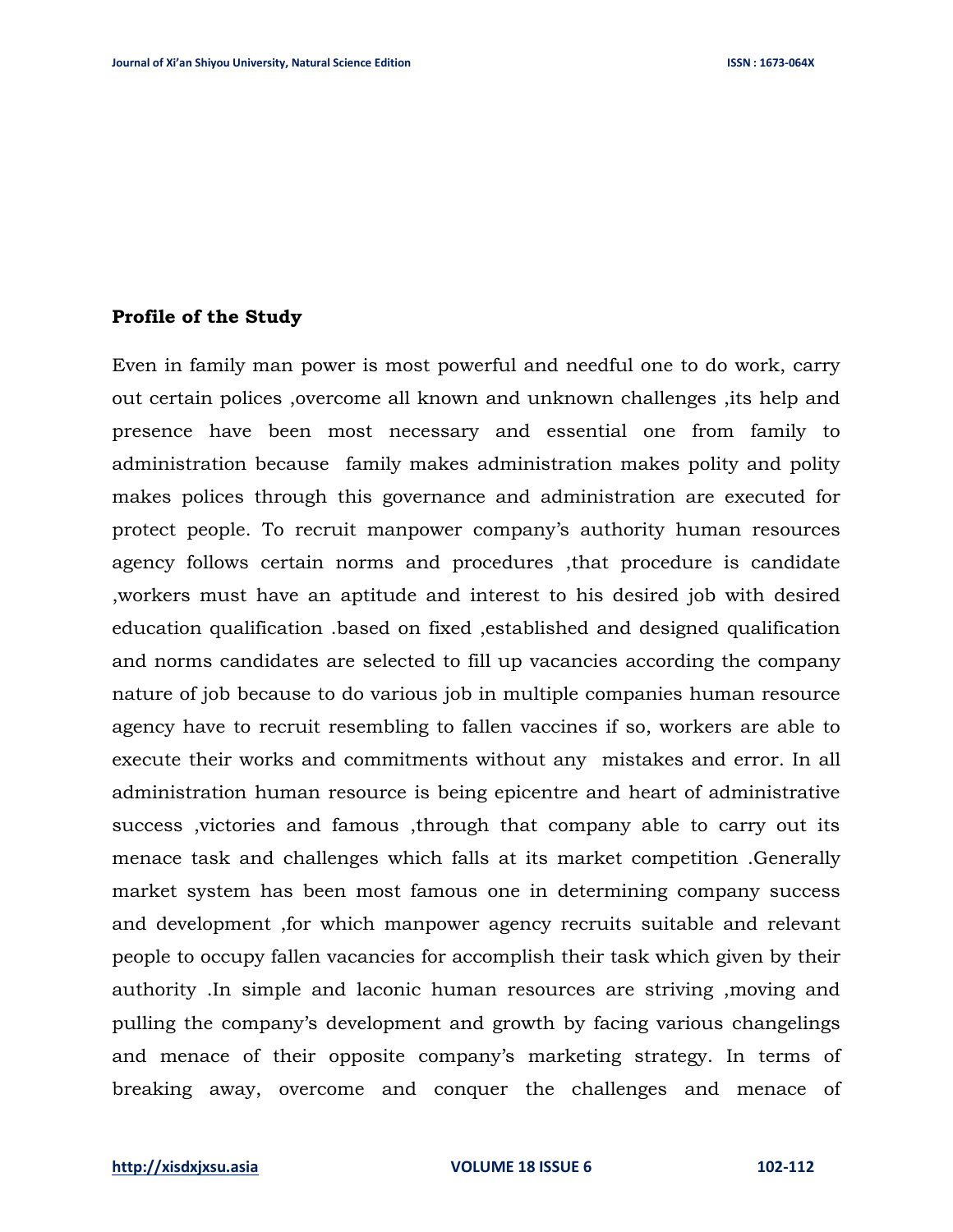**Profile of the Study**

Even in family man power is most powerful and needful one to do work, carry out certain polices ,overcome all known and unknown challenges ,its help and presence have been most necessary and essential one from family to administration because family makes administration makes polity and polity makes polices through this governance and administration are executed for protect people. To recruit manpower company's authority human resources agency follows certain norms and procedures ,that procedure is candidate ,workers must have an aptitude and interest to his desired job with desired education qualification .based on fixed ,established and designed qualification and norms candidates are selected to fill up vacancies according the company nature of job because to do various job in multiple companies human resource agency have to recruit resembling to fallen vaccines if so, workers are able to execute their works and commitments without any mistakes and error. In all administration human resource is being epicentre and heart of administrative success ,victories and famous ,through that company able to carry out its menace task and challenges which falls at its market competition .Generally market system has been most famous one in determining company success and development ,for which manpower agency recruits suitable and relevant people to occupy fallen vacancies for accomplish their task which given by their authority .In simple and laconic human resources are striving ,moving and pulling the company's development and growth by facing various changelings and menace of their opposite company's marketing strategy. In terms of breaking away, overcome and conquer the challenges and menace of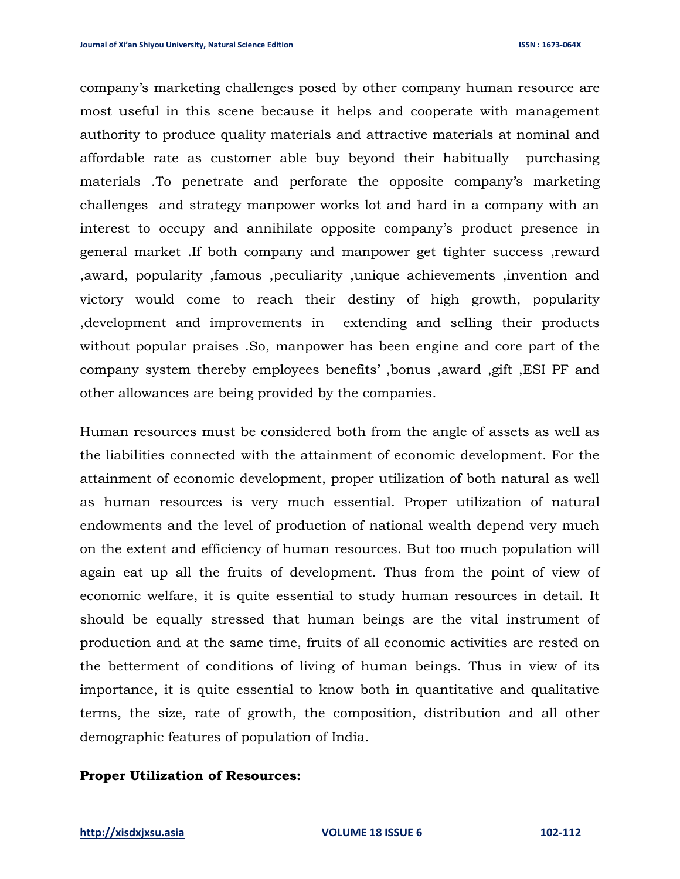company's marketing challenges posed by other company human resource are most useful in this scene because it helps and cooperate with management authority to produce quality materials and attractive materials at nominal and affordable rate as customer able buy beyond their habitually purchasing materials .To penetrate and perforate the opposite company's marketing challenges and strategy manpower works lot and hard in a company with an interest to occupy and annihilate opposite company's product presence in general market .If both company and manpower get tighter success ,reward ,award, popularity ,famous ,peculiarity ,unique achievements ,invention and victory would come to reach their destiny of high growth, popularity ,development and improvements in extending and selling their products without popular praises .So, manpower has been engine and core part of the company system thereby employees benefits' ,bonus ,award ,gift ,ESI PF and other allowances are being provided by the companies.

Human resources must be considered both from the angle of assets as well as the liabilities connected with the attainment of economic development. For the attainment of economic development, proper utilization of both natural as well as human resources is very much essential. Proper utilization of natural endowments and the level of production of national wealth depend very much on the extent and efficiency of human resources. But too much population will again eat up all the fruits of development. Thus from the point of view of economic welfare, it is quite essential to study human resources in detail. It should be equally stressed that human beings are the vital instrument of production and at the same time, fruits of all economic activities are rested on the betterment of conditions of living of human beings. Thus in view of its importance, it is quite essential to know both in quantitative and qualitative terms, the size, rate of growth, the composition, distribution and all other demographic features of population of India.

**Proper Utilization of Resources:**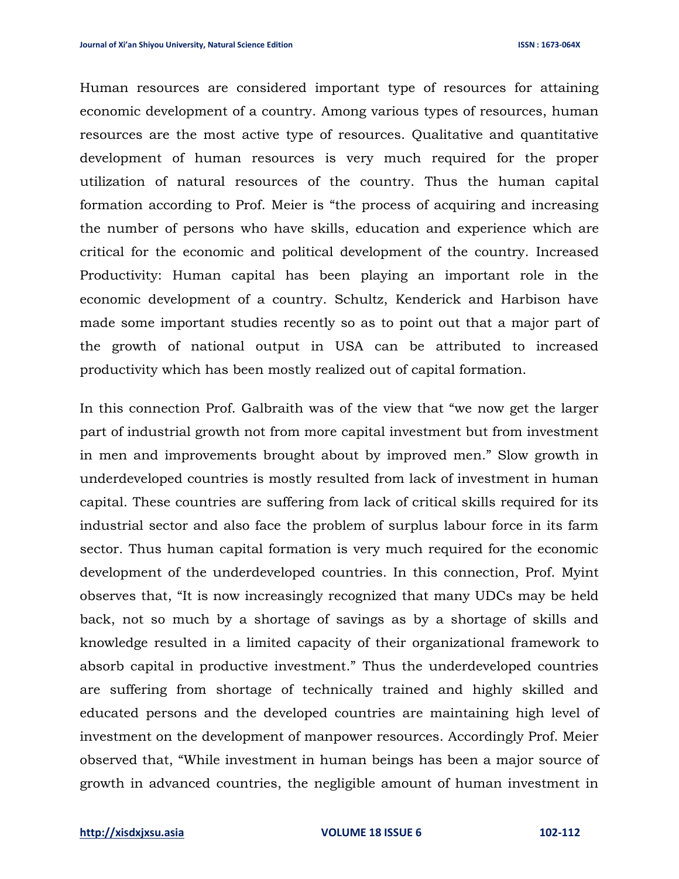Human resources are considered important type of resources for attaining economic development of a country. Among various types of resources, human resources are the most active type of resources. Qualitative and quantitative development of human resources is very much required for the proper utilization of natural resources of the country. Thus the human capital formation according to Prof. Meier is "the process of acquiring and increasing the number of persons who have skills, education and experience which are critical for the economic and political development of the country. Increased Productivity: Human capital has been playing an important role in the economic development of a country. Schultz, Kenderick and Harbison have made some important studies recently so as to point out that a major part of the growth of national output in USA can be attributed to increased productivity which has been mostly realized out of capital formation.

In this connection Prof. Galbraith was of the view that "we now get the larger part of industrial growth not from more capital investment but from investment in men and improvements brought about by improved men." Slow growth in underdeveloped countries is mostly resulted from lack of investment in human capital. These countries are suffering from lack of critical skills required for its industrial sector and also face the problem of surplus labour force in its farm sector. Thus human capital formation is very much required for the economic development of the underdeveloped countries. In this connection, Prof. Myint observes that, "It is now increasingly recognized that many UDCs may be held back, not so much by a shortage of savings as by a shortage of skills and knowledge resulted in a limited capacity of their organizational framework to absorb capital in productive investment." Thus the underdeveloped countries are suffering from shortage of technically trained and highly skilled and educated persons and the developed countries are maintaining high level of investment on the development of manpower resources. Accordingly Prof. Meier observed that, "While investment in human beings has been a major source of growth in advanced countries, the negligible amount of human investment in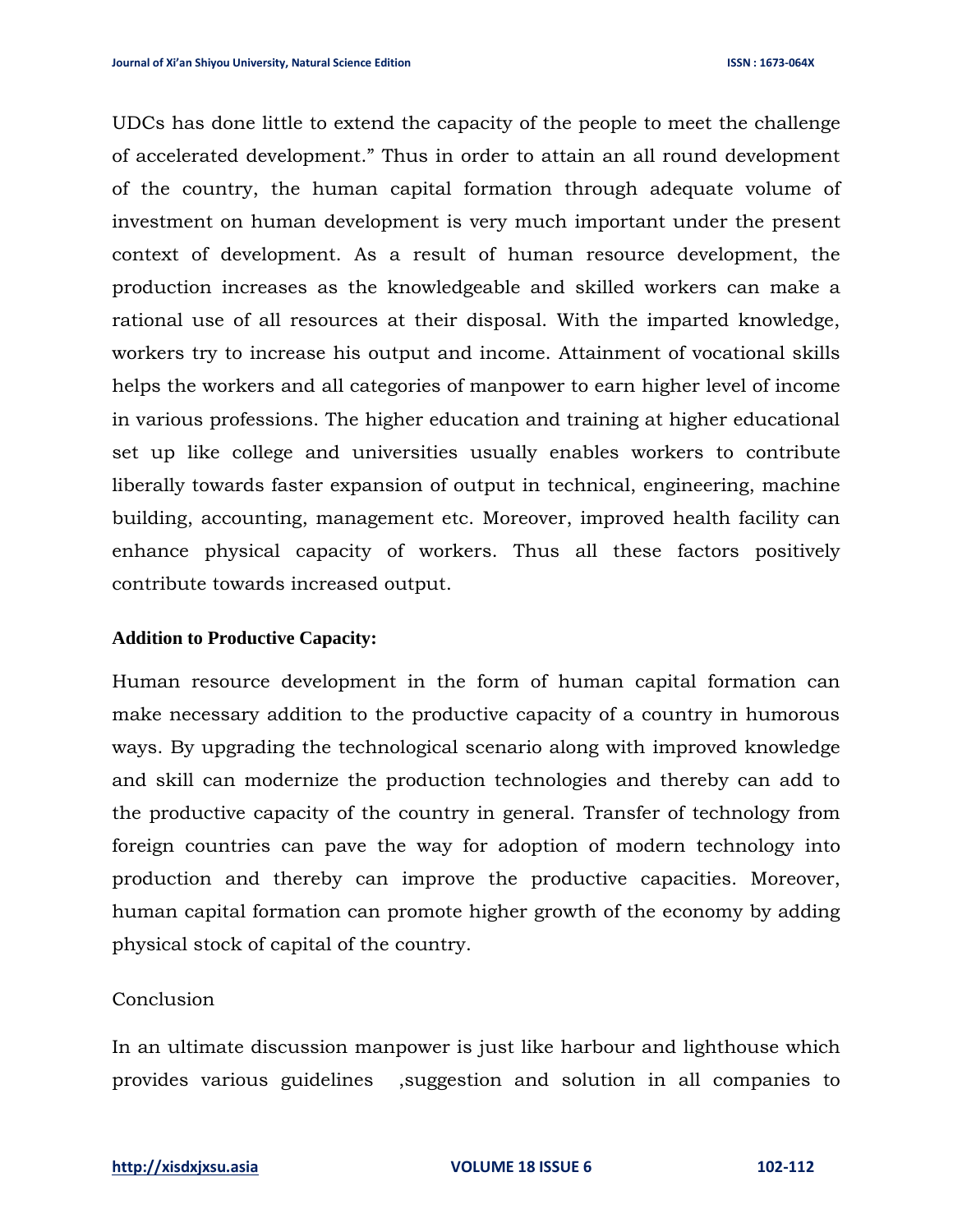UDCs has done little to extend the capacity of the people to meet the challenge of accelerated development." Thus in order to attain an all round development of the country, the human capital formation through adequate volume of investment on human development is very much important under the present context of development. As a result of human resource development, the production increases as the knowledgeable and skilled workers can make a rational use of all resources at their disposal. With the imparted knowledge, workers try to increase his output and income. Attainment of vocational skills helps the workers and all categories of manpower to earn higher level of income in various professions. The higher education and training at higher educational set up like college and universities usually enables workers to contribute liberally towards faster expansion of output in technical, engineering, machine building, accounting, management etc. Moreover, improved health facility can enhance physical capacity of workers. Thus all these factors positively contribute towards increased output.

**Addition to Productive Capacity:**

Human resource development in the form of human capital formation can make necessary addition to the productive capacity of a country in humorous ways. By upgrading the technological scenario along with improved knowledge and skill can modernize the production technologies and thereby can add to the productive capacity of the country in general. Transfer of technology from foreign countries can pave the way for adoption of modern technology into production and thereby can improve the productive capacities. Moreover, human capital formation can promote higher growth of the economy by adding physical stock of capital of the country.

Conclusion

In an ultimate discussion manpower is just like harbour and lighthouse which provides various guidelines ,suggestion and solution in all companies to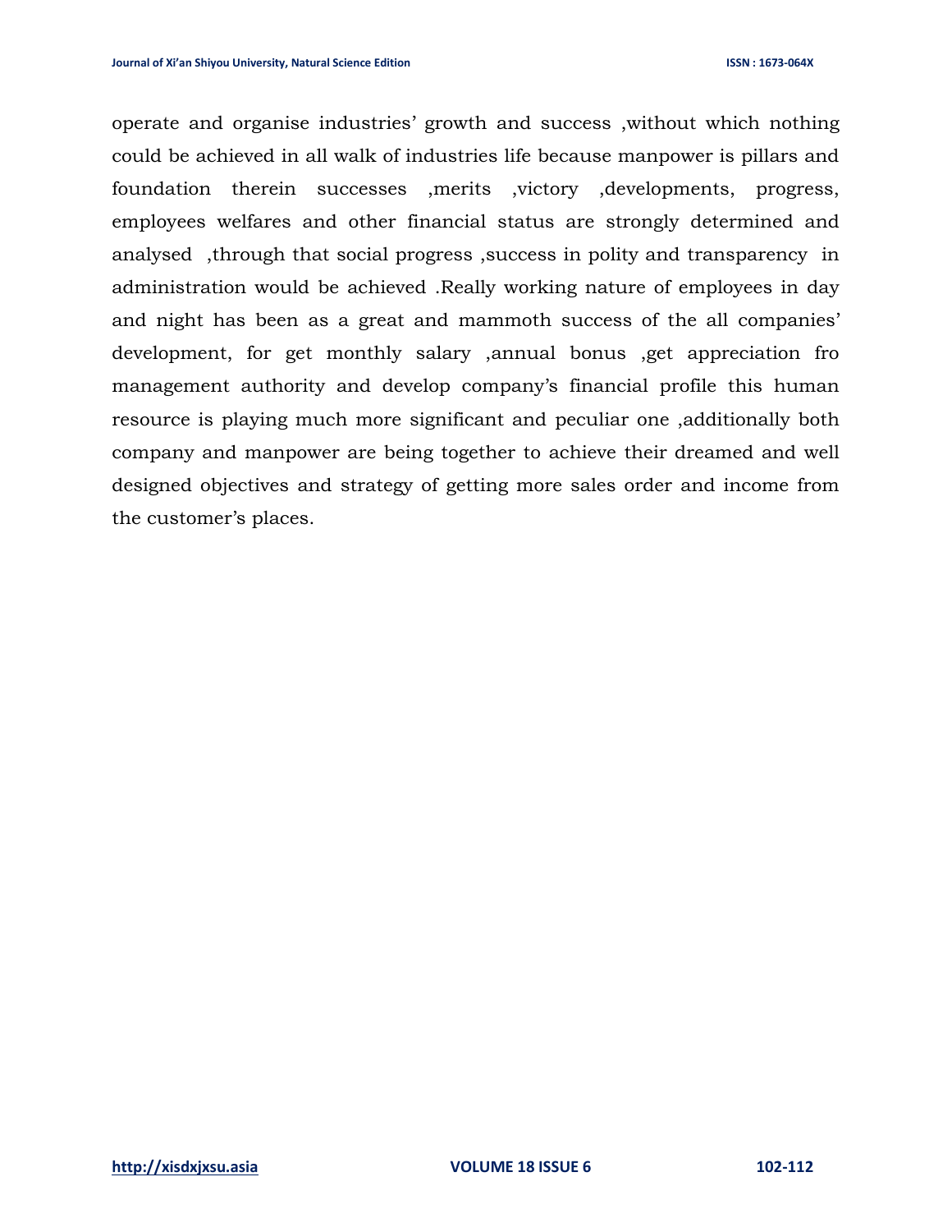operate and organise industries' growth and success ,without which nothing could be achieved in all walk of industries life because manpower is pillars and foundation therein successes ,merits ,victory ,developments, progress, employees welfares and other financial status are strongly determined and analysed ,through that social progress ,success in polity and transparency in administration would be achieved .Really working nature of employees in day and night has been as a great and mammoth success of the all companies' development, for get monthly salary ,annual bonus ,get appreciation fro management authority and develop company's financial profile this human resource is playing much more significant and peculiar one ,additionally both company and manpower are being together to achieve their dreamed and well designed objectives and strategy of getting more sales order and income from the customer's places.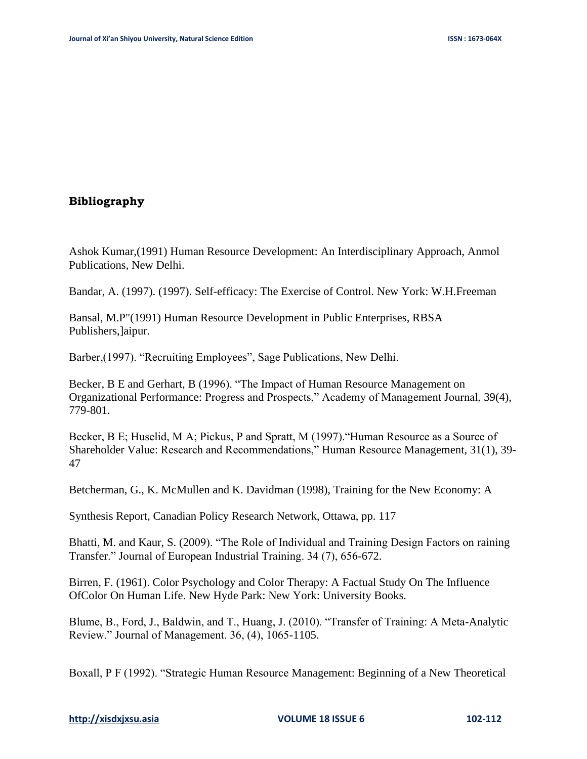## Bibliography

Ashok Kumar,(1991) Human Resource Development: An Interdisciplinary Approach, Anmol Publications, New Delhi.

Bandar, A. (1997). (1997). Self-efficacy: The Exercise of Control. New York: W.H.Freeman

Bansal, M.P"(1991) Human Resource Development in Public Enterprises, RBSA Publishers,]aipur.

Barber,(1997). "Recruiting Employees", Sage Publications, New Delhi.

Becker, B E and Gerhart, B (1996). "The Impact of Human Resource Management on Organizational Performance: Progress and Prospects," Academy of Management Journal, 39(4), 779-801.

Becker, B E; Huselid, M A; Pickus, P and Spratt, M (1997)."Human Resource as a Source of Shareholder Value: Research and Recommendations," Human Resource Management, 31(1), 39-47

Betcherman, G., K. McMullen and K. Davidman (1998), Training for the New Economy: A

Synthesis Report, Canadian Policy Research Network, Ottawa, pp. 117

Bhatti, M. and Kaur, S. (2009). "The Role of Individual and Training Design Factors on raining Transfer." Journal of European Industrial Training. 34 (7), 656-672.

Birren, F. (1961). Color Psychology and Color Therapy: A Factual Study On The Influence OfColor On Human Life. New Hyde Park: New York: University Books.

Blume, B., Ford, J., Baldwin, and T., Huang, J. (2010). "Transfer of Training: A Meta-Analytic Review." Journal of Management. 36, (4), 1065-1105.

Boxall, P F (1992). "Strategic Human Resource Management: Beginning of a New Theoretical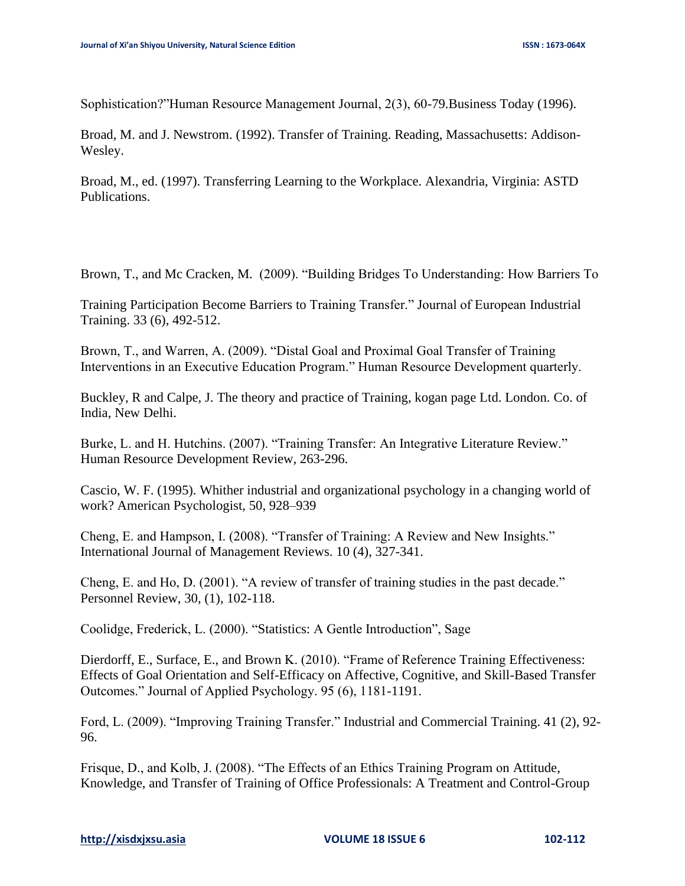Sophistication?"Human Resource Management Journal, 2(3), 60-79.Business Today (1996).

Broad, M. and J. Newstrom. (1992). Transfer of Training. Reading, Massachusetts: Addison-Wesley.

Broad, M., ed. (1997). Transferring Learning to the Workplace. Alexandria, Virginia: ASTD Publications.

Brown, T., and Mc Cracken, M. (2009). "Building Bridges To Understanding: How Barriers To

Training Participation Become Barriers to Training Transfer." Journal of European Industrial Training. 33 (6), 492-512.

Brown, T., and Warren, A. (2009). "Distal Goal and Proximal Goal Transfer of Training Interventions in an Executive Education Program." Human Resource Development quarterly.

Buckley, R and Calpe, J. The theory and practice of Training, kogan page Ltd. London. Co. of India, New Delhi.

Burke, L. and H. Hutchins. (2007). "Training Transfer: An Integrative Literature Review." Human Resource Development Review, 263-296.

Cascio, W. F. (1995). Whither industrial and organizational psychology in a changing world of work? American Psychologist, 50, 928–939

Cheng, E. and Hampson, I. (2008). "Transfer of Training: A Review and New Insights." International Journal of Management Reviews. 10 (4), 327-341.

Cheng, E. and Ho, D. (2001). "A review of transfer of training studies in the past decade." Personnel Review, 30, (1), 102-118.

Coolidge, Frederick, L. (2000). "Statistics: A Gentle Introduction", Sage

Dierdorff, E., Surface, E., and Brown K. (2010). "Frame of Reference Training Effectiveness: Effects of Goal Orientation and Self-Efficacy on Affective, Cognitive, and Skill-Based Transfer Outcomes." Journal of Applied Psychology. 95 (6), 1181-1191.

Ford, L. (2009). "Improving Training Transfer." Industrial and Commercial Training. 41 (2), 92-96.

Frisque, D., and Kolb, J. (2008). "The Effects of an Ethics Training Program on Attitude, Knowledge, and Transfer of Training of Office Professionals: A Treatment and Control-Group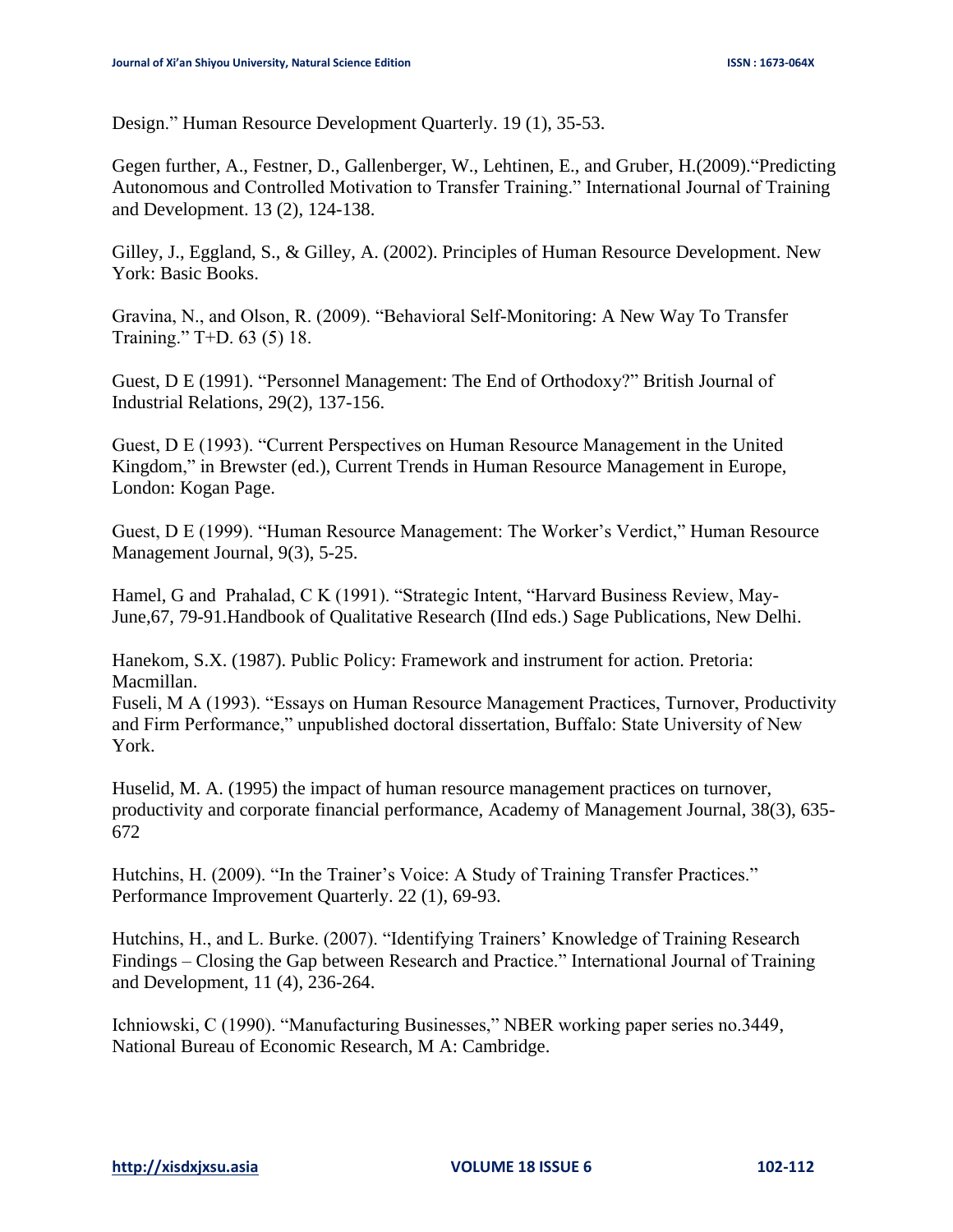Design." Human Resource Development Quarterly. 19 (1), 35-53.

Gegen further, A., Festner, D., Gallenberger, W., Lehtinen, E., and Gruber, H.(2009)."Predicting Autonomous and Controlled Motivation to Transfer Training." International Journal of Training and Development. 13 (2), 124-138.

Gilley, J., Eggland, S., & Gilley, A. (2002). Principles of Human Resource Development. New York: Basic Books.

Gravina, N., and Olson, R. (2009). "Behavioral Self-Monitoring: A New Way To Transfer Training." T+D. 63 (5) 18.

Guest, D E (1991). "Personnel Management: The End of Orthodoxy?" British Journal of Industrial Relations, 29(2), 137-156.

Guest, D E (1993). "Current Perspectives on Human Resource Management in the United Kingdom," in Brewster (ed.), Current Trends in Human Resource Management in Europe, London: Kogan Page.

Guest, D E (1999). "Human Resource Management: The Worker's Verdict," Human Resource Management Journal, 9(3), 5-25.

Hamel, G and Prahalad, C K (1991). "Strategic Intent, "Harvard Business Review, May-June,67, 79-91.Handbook of Qualitative Research (IInd eds.) Sage Publications, New Delhi.

Hanekom, S.X. (1987). Public Policy: Framework and instrument for action. Pretoria: Macmillan.
Fuseli, M A (1993). "Essays on Human Resource Management Practices, Turnover, Productivity and Firm Performance," unpublished doctoral dissertation, Buffalo: State University of New York.

Huselid, M. A. (1995) the impact of human resource management practices on turnover, productivity and corporate financial performance, Academy of Management Journal, 38(3), 635-672

Hutchins, H. (2009). "In the Trainer's Voice: A Study of Training Transfer Practices." Performance Improvement Quarterly. 22 (1), 69-93.

Hutchins, H., and L. Burke. (2007). "Identifying Trainers' Knowledge of Training Research Findings – Closing the Gap between Research and Practice." International Journal of Training and Development, 11 (4), 236-264.

Ichniowski, C (1990). "Manufacturing Businesses," NBER working paper series no.3449, National Bureau of Economic Research, M A: Cambridge.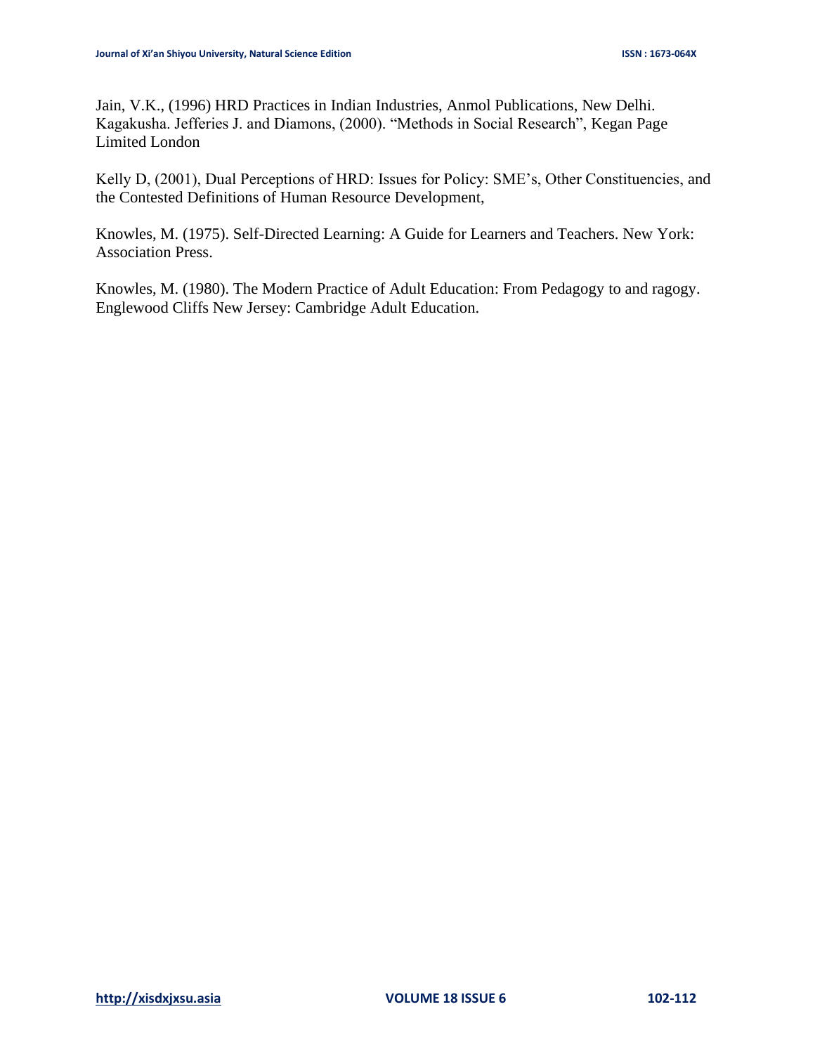Jain, V.K., (1996) HRD Practices in Indian Industries, Anmol Publications, New Delhi. Kagakusha. Jefferies J. and Diamons, (2000). "Methods in Social Research", Kegan Page Limited London

Kelly D, (2001), Dual Perceptions of HRD: Issues for Policy: SME's, Other Constituencies, and the Contested Definitions of Human Resource Development,

Knowles, M. (1975). Self-Directed Learning: A Guide for Learners and Teachers. New York: Association Press.

Knowles, M. (1980). The Modern Practice of Adult Education: From Pedagogy to and ragogy. Englewood Cliffs New Jersey: Cambridge Adult Education.